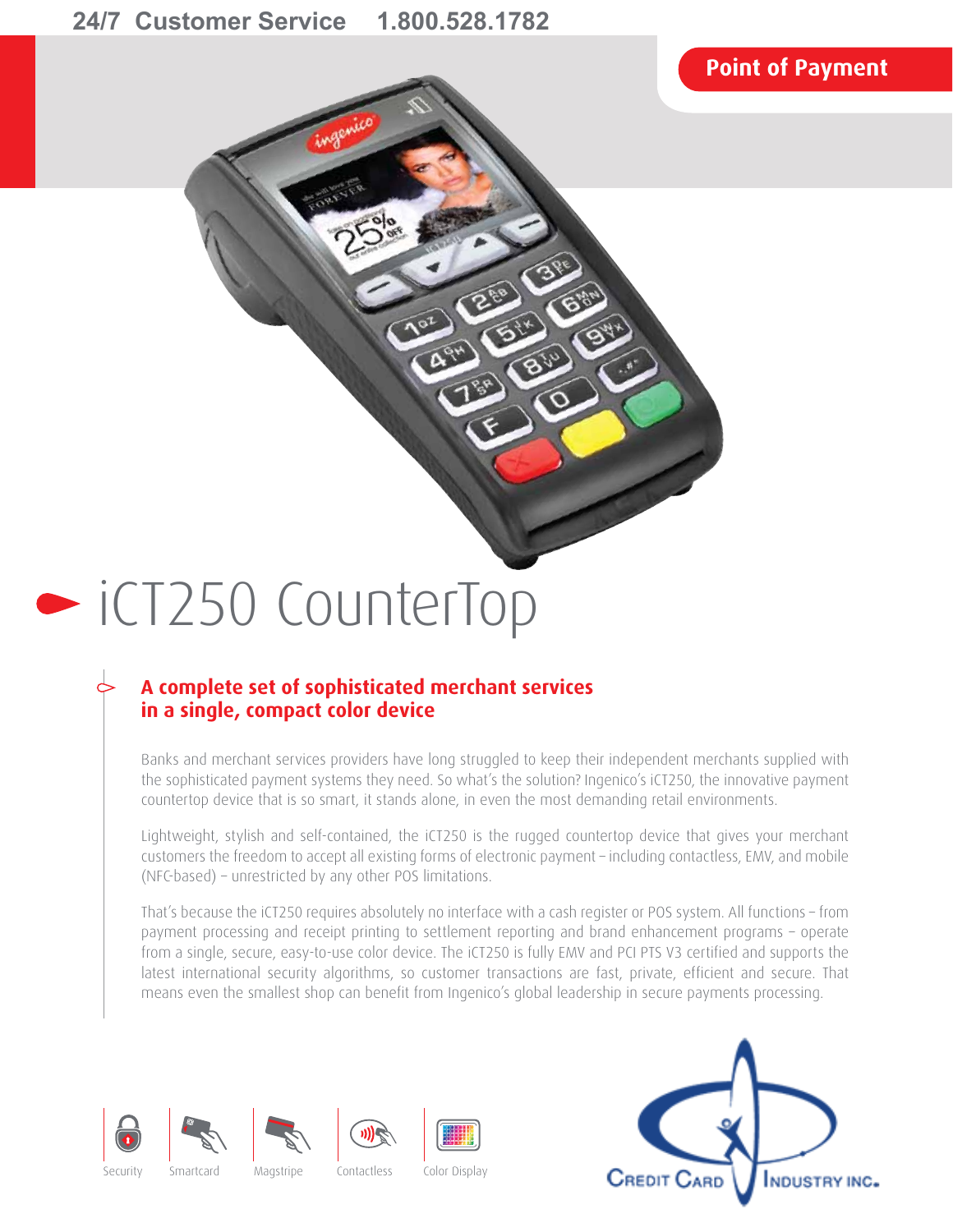24/7 Customer Service 1.800.528.1782

Point of Payment

# iCT250 CounterTop

## A complete set of sophisticated merchant services in a single, compact color device

Banks and merchant services providers have long struggled to keep their independent merchants supplied with the sophisticated payment systems they need. So what's the solution? Ingenico's iCT250, the innovative payment countertop device that is so smart, it stands alone, in even the most demanding retail environments.

Lightweight, stylish and self-contained, the iCT250 is the rugged countertop device that gives your merchant customers the freedom to accept all existing forms of electronic payment – including contactless, EMV, and mobile (NFC-based) – unrestricted by any other POS limitations.

That's because the iCT250 requires absolutely no interface with a cash register or POS system. All functions – from payment processing and receipt printing to settlement reporting and brand enhancement programs – operate from a single, secure, easy-to-use color device. The iCT250 is fully EMV and PCI PTS V3 certified and supports the latest international security algorithms, so customer transactions are fast, private, efficient and secure. That means even the smallest shop can benefit from Ingenico's global leadership in secure payments processing.

Security | Smartcard | Magstripe | Contactless | Color Display

Credit Card Industry Inc.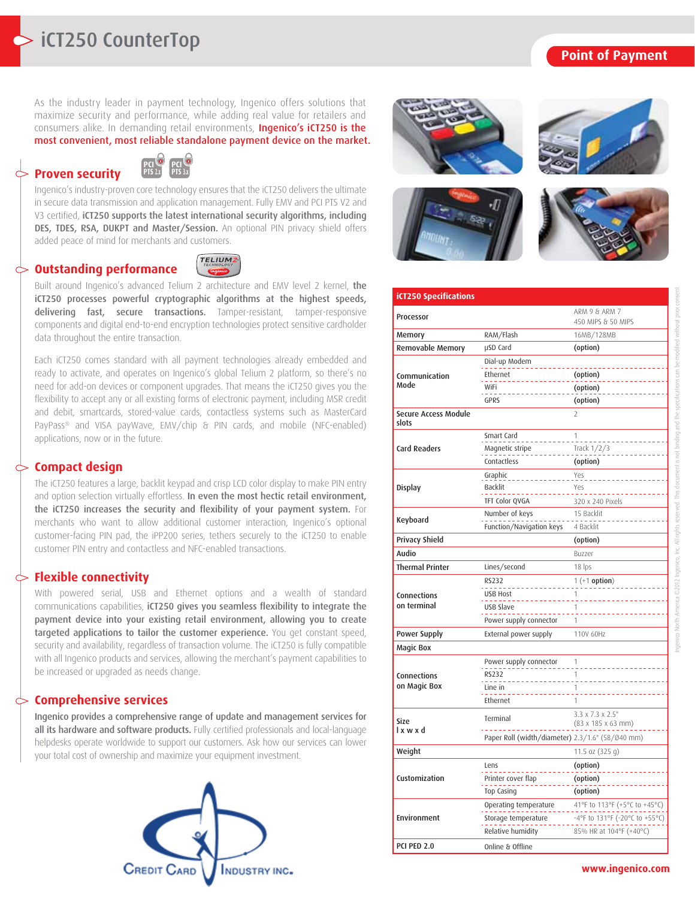# iCT250 CounterTop

**Point of Payment**

As the industry leader in payment technology, Ingenico offers solutions that maximize security and performance, while adding real value for retailers and consumers alike. In demanding retail environments, **Ingenico's iCT250 is the most convenient, most reliable standalone payment device on the market.**

## Proven security

Ingenico's industry-proven core technology ensures that the iCT250 delivers the ultimate in secure data transmission and application management. Fully EMV and PCI PTS V2 and V3 certified, **iCT250 supports the latest international security algorithms, including DES, TDES, RSA, DUKPT and Master/Session.** An optional PIN privacy shield offers added peace of mind for merchants and customers.

## Outstanding performance

Built around Ingenico's advanced Telium 2 architecture and EMV level 2 kernel, **the iCT250 processes powerful cryptographic algorithms at the highest speeds, delivering fast, secure transactions.** Tamper-resistant, tamper-responsive components and digital end-to-end encryption technologies protect sensitive cardholder data throughout the entire transaction.

Each iCT250 comes standard with all payment technologies already embedded and ready to activate, and operates on Ingenico's global Telium 2 platform, so there's no need for add-on devices or component upgrades. That means the iCT250 gives you the flexibility to accept any or all existing forms of electronic payment, including MSR credit and debit, smartcards, stored-value cards, contactless systems such as MasterCard PayPass® and VISA payWave, EMV/chip & PIN cards, and mobile (NFC-enabled) applications, now or in the future.

## Compact design

The iCT250 features a large, backlit keypad and crisp LCD color display to make PIN entry and option selection virtually effortless. **In even the most hectic retail environment, the iCT250 increases the security and flexibility of your payment system.** For merchants who want to allow additional customer interaction, Ingenico's optional customer-facing PIN pad, the iPP200 series, tethers securely to the iCT250 to enable customer PIN entry and contactless and NFC-enabled transactions.

## Flexible connectivity

With powered serial, USB and Ethernet options and a wealth of standard communications capabilities, **iCT250 gives you seamless flexibility to integrate the payment device into your existing retail environment, allowing you to create targeted applications to tailor the customer experience.** You get constant speed, security and availability, regardless of transaction volume. The iCT250 is fully compatible with all Ingenico products and services, allowing the merchant's payment capabilities to be increased or upgraded as needs change.

## Comprehensive services

**Ingenico provides a comprehensive range of update and management services for all its hardware and software products.** Fully certified professionals and local-language helpdesks operate worldwide to support our customers. Ask how our services can lower your total cost of ownership and maximize your equipment investment.

Credit Card Industry Inc.

| iCT250 Specifications | | |
|---|---|---|
| Processor | | ARM 9 & ARM 7<br>450 MIPS & 50 MIPS |
| Memory | RAM/Flash | 16MB/128MB |
| Removable Memory | µSD Card | (option) |
| Communication Mode | Dial-up Modem | |
| | Ethernet | (option) |
| | WiFi | (option) |
| | GPRS | (option) |
| Secure Access Module slots | | 2 |
| Card Readers | Smart Card | 1 |
| | Magnetic stripe | Track 1/2/3 |
| | Contactless | (option) |
| Display | Graphic | Yes |
| | Backlit | Yes |
| | TFT Color QVGA | 320 x 240 Pixels |
| Keyboard | Number of keys | 15 Backlit |
| | Function/Navigation keys | 4 Backlit |
| Privacy Shield | | (option) |
| Audio | | Buzzer |
| Thermal Printer | Lines/second | 18 lps |
| Connections on terminal | RS232 | 1 (+1 option) |
| | USB Host | 1 |
| | USB Slave | 1 |
| | Power supply connector | 1 |
| Power Supply | External power supply | 110V 60Hz |
| Magic Box | | |
| Connections on Magic Box | Power supply connector | 1 |
| | RS232 | 1 |
| | Line in | 1 |
| | Ethernet | 1 |
| Size l x w x d | Terminal | 3.3 x 7.3 x 2.5"<br>(83 x 185 x 63 mm) |
| | Paper Roll (width/diameter) | 2.3/1.6" (58/Ø40 mm) |
| Weight | | 11.5 oz (325 g) |
| Customization | Lens | (option) |
| | Printer cover flap | (option) |
| | Top Casing | (option) |
| Environment | Operating temperature | 41°F to 113°F (+5°C to +45°C) |
| | Storage temperature | -4°F to 131°F (-20°C to +55°C) |
| | Relative humidity | 85% HR at 104°F (+40°C) |
| PCI PED 2.0 | Online & Offline | |

Ingenico North America ©2012 Ingenico, Inc. All rights reserved. This document is not binding and the specifications can be modified without prior consent.

www.ingenico.com